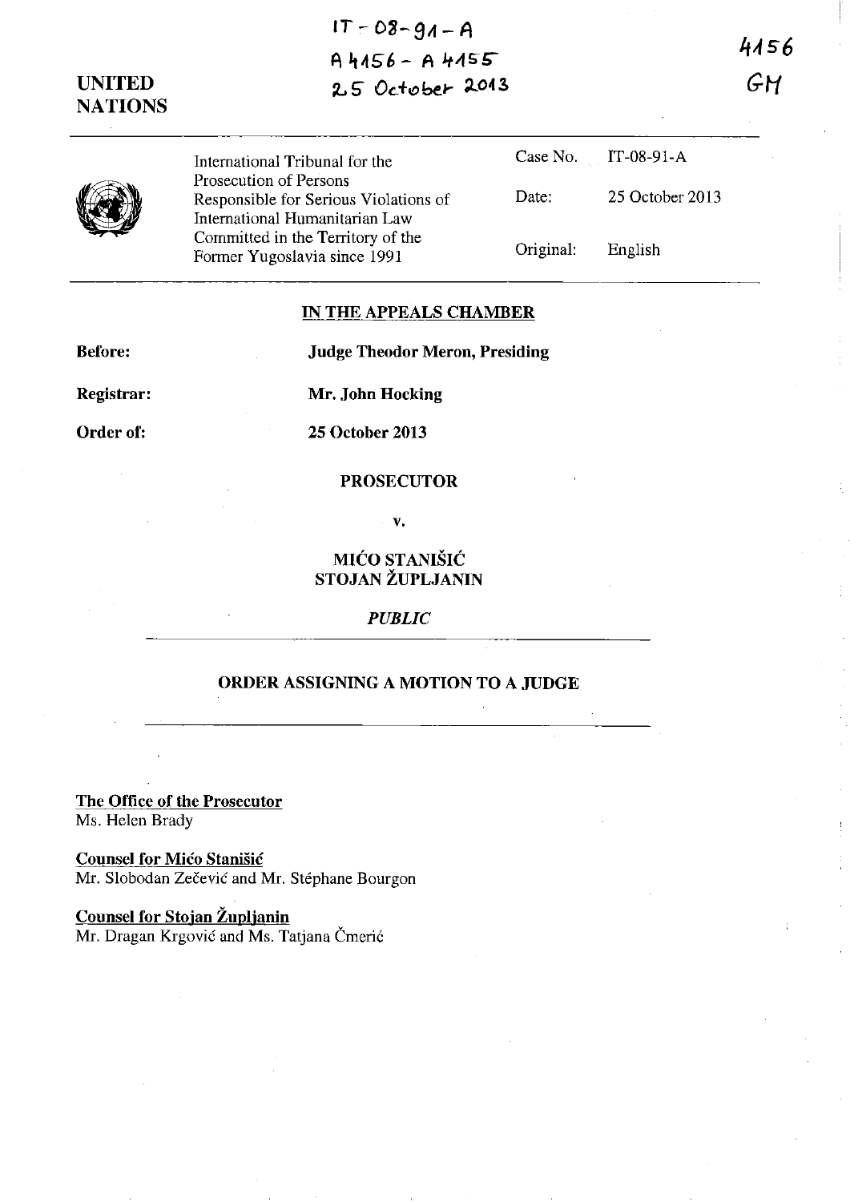IT-08-91-A
A 4156 - A 4155
25 October 2013

4156
GH

UNITED NATIONS

| International Tribunal for the Prosecution of Persons Responsible for Serious Violations of International Humanitarian Law Committed in the Territory of the Former Yugoslavia since 1991 | Case No. | IT-08-91-A |
|---|---|---|
| | Date: | 25 October 2013 |
| | Original: | English |

## IN THE APPEALS CHAMBER

**Before:** **Judge Theodor Meron, Presiding**

**Registrar:** **Mr. John Hocking**

**Order of:** **25 October 2013**

**PROSECUTOR**

**v.**

**MIĆO STANIŠIĆ**
**STOJAN ŽUPLJANIN**

*PUBLIC*

## ORDER ASSIGNING A MOTION TO A JUDGE

**The Office of the Prosecutor**
Ms. Helen Brady

**Counsel for Mićo Stanišić**
Mr. Slobodan Zečević and Mr. Stéphane Bourgon

**Counsel for Stojan Župljanin**
Mr. Dragan Krgović and Ms. Tatjana Čmerić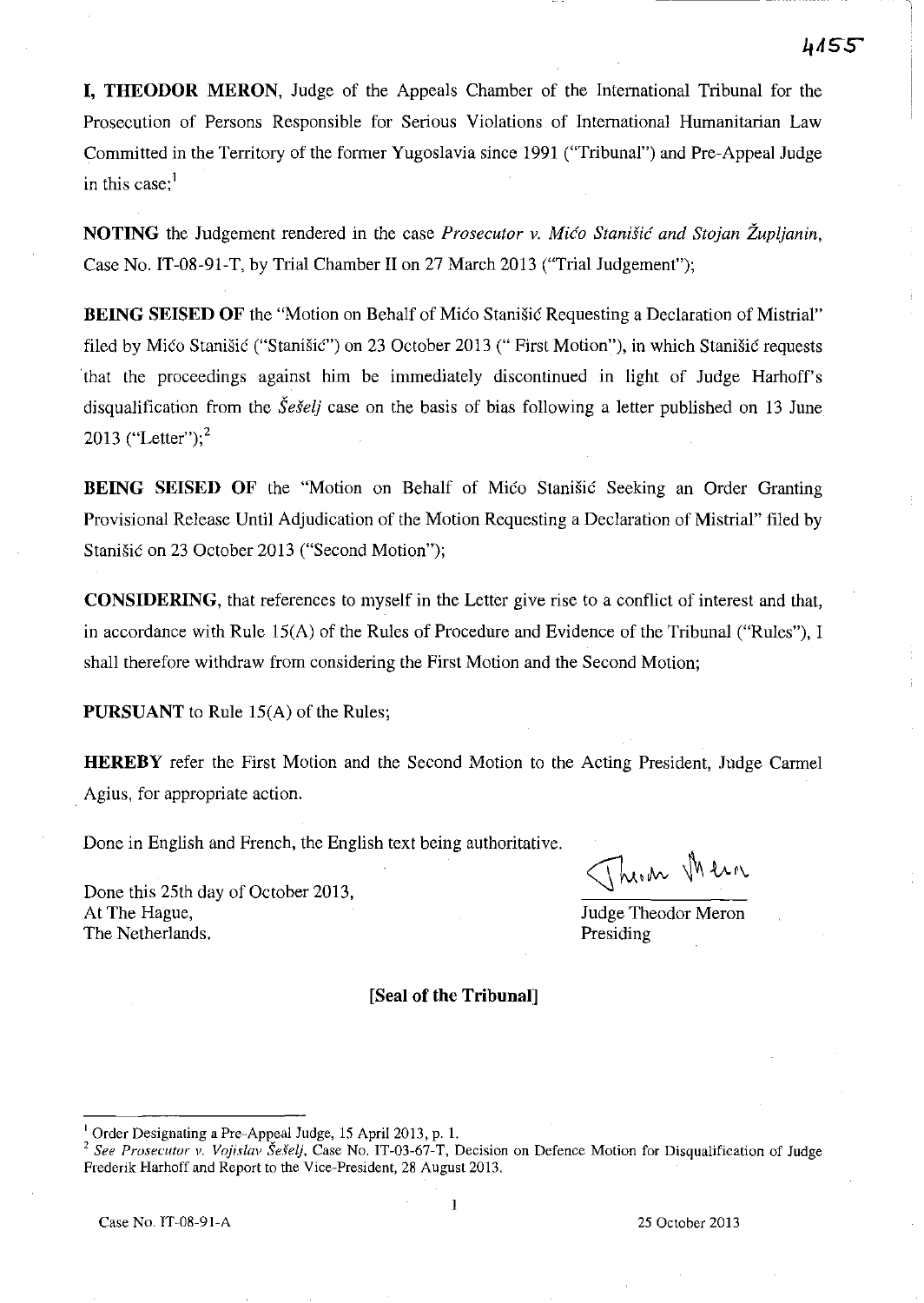**I, THEODOR MERON**, Judge of the Appeals Chamber of the International Tribunal for the Prosecution of Persons Responsible for Serious Violations of International Humanitarian Law Committed in the Territory of the former Yugoslavia since 1991 ("Tribunal") and Pre-Appeal Judge in this case;[1]

**NOTING** the Judgement rendered in the case *Prosecutor v. Mićo Stanišić and Stojan Župljanin*, Case No. IT-08-91-T, by Trial Chamber II on 27 March 2013 ("Trial Judgement");

**BEING SEISED OF** the "Motion on Behalf of Mićo Stanišić Requesting a Declaration of Mistrial" filed by Mićo Stanišić ("Stanišić") on 23 October 2013 (" First Motion"), in which Stanišić requests that the proceedings against him be immediately discontinued in light of Judge Harhoff's disqualification from the *Šešelj* case on the basis of bias following a letter published on 13 June 2013 ("Letter");[2]

**BEING SEISED OF** the "Motion on Behalf of Mićo Stanišić Seeking an Order Granting Provisional Release Until Adjudication of the Motion Requesting a Declaration of Mistrial" filed by Stanišić on 23 October 2013 ("Second Motion");

**CONSIDERING**, that references to myself in the Letter give rise to a conflict of interest and that, in accordance with Rule 15(A) of the Rules of Procedure and Evidence of the Tribunal ("Rules"), I shall therefore withdraw from considering the First Motion and the Second Motion;

**PURSUANT** to Rule 15(A) of the Rules;

**HEREBY** refer the First Motion and the Second Motion to the Acting President, Judge Carmel Agius, for appropriate action.

Done in English and French, the English text being authoritative.

Done this 25th day of October 2013,
At The Hague,
The Netherlands.

Judge Theodor Meron
Presiding

**[Seal of the Tribunal]**

---

[1] Order Designating a Pre-Appeal Judge, 15 April 2013, p. 1.

[2] *See Prosecutor v. Vojislav Šešelj*, Case No. IT-03-67-T, Decision on Defence Motion for Disqualification of Judge Frederik Harhoff and Report to the Vice-President, 28 August 2013.